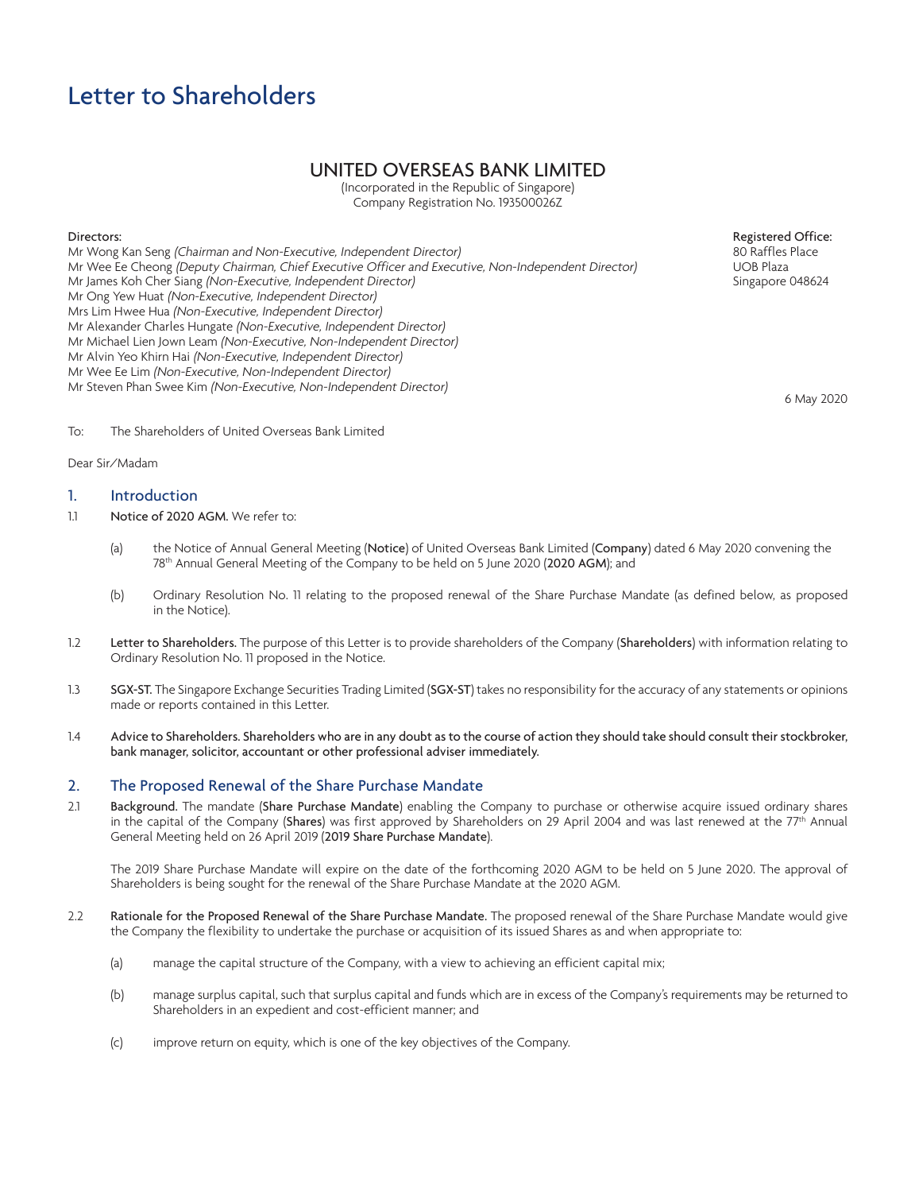# Letter to Shareholders

## UNITED OVERSEAS BANK LIMITED

(Incorporated in the Republic of Singapore)
Company Registration No. 193500026Z

**Directors:**
Mr Wong Kan Seng *(Chairman and Non-Executive, Independent Director)*
Mr Wee Ee Cheong *(Deputy Chairman, Chief Executive Officer and Executive, Non-Independent Director)*
Mr James Koh Cher Siang *(Non-Executive, Independent Director)*
Mr Ong Yew Huat *(Non-Executive, Independent Director)*
Mrs Lim Hwee Hua *(Non-Executive, Independent Director)*
Mr Alexander Charles Hungate *(Non-Executive, Independent Director)*
Mr Michael Lien Jown Leam *(Non-Executive, Non-Independent Director)*
Mr Alvin Yeo Khirn Hai *(Non-Executive, Independent Director)*
Mr Wee Ee Lim *(Non-Executive, Non-Independent Director)*
Mr Steven Phan Swee Kim *(Non-Executive, Non-Independent Director)*

**Registered Office:**
80 Raffles Place
UOB Plaza
Singapore 048624

6 May 2020

To: The Shareholders of United Overseas Bank Limited

Dear Sir/Madam

## 1. Introduction

1.1 **Notice of 2020 AGM.** We refer to:

(a) the Notice of Annual General Meeting (**Notice**) of United Overseas Bank Limited (**Company**) dated 6 May 2020 convening the 78th Annual General Meeting of the Company to be held on 5 June 2020 (**2020 AGM**); and

(b) Ordinary Resolution No. 11 relating to the proposed renewal of the Share Purchase Mandate (as defined below, as proposed in the Notice).

1.2 **Letter to Shareholders.** The purpose of this Letter is to provide shareholders of the Company (**Shareholders**) with information relating to Ordinary Resolution No. 11 proposed in the Notice.

1.3 **SGX-ST.** The Singapore Exchange Securities Trading Limited (**SGX-ST**) takes no responsibility for the accuracy of any statements or opinions made or reports contained in this Letter.

1.4 **Advice to Shareholders. Shareholders who are in any doubt as to the course of action they should take should consult their stockbroker, bank manager, solicitor, accountant or other professional adviser immediately.**

## 2. The Proposed Renewal of the Share Purchase Mandate

2.1 **Background.** The mandate (**Share Purchase Mandate**) enabling the Company to purchase or otherwise acquire issued ordinary shares in the capital of the Company (**Shares**) was first approved by Shareholders on 29 April 2004 and was last renewed at the 77th Annual General Meeting held on 26 April 2019 (**2019 Share Purchase Mandate**).

The 2019 Share Purchase Mandate will expire on the date of the forthcoming 2020 AGM to be held on 5 June 2020. The approval of Shareholders is being sought for the renewal of the Share Purchase Mandate at the 2020 AGM.

2.2 **Rationale for the Proposed Renewal of the Share Purchase Mandate.** The proposed renewal of the Share Purchase Mandate would give the Company the flexibility to undertake the purchase or acquisition of its issued Shares as and when appropriate to:

(a) manage the capital structure of the Company, with a view to achieving an efficient capital mix;

(b) manage surplus capital, such that surplus capital and funds which are in excess of the Company's requirements may be returned to Shareholders in an expedient and cost-efficient manner; and

(c) improve return on equity, which is one of the key objectives of the Company.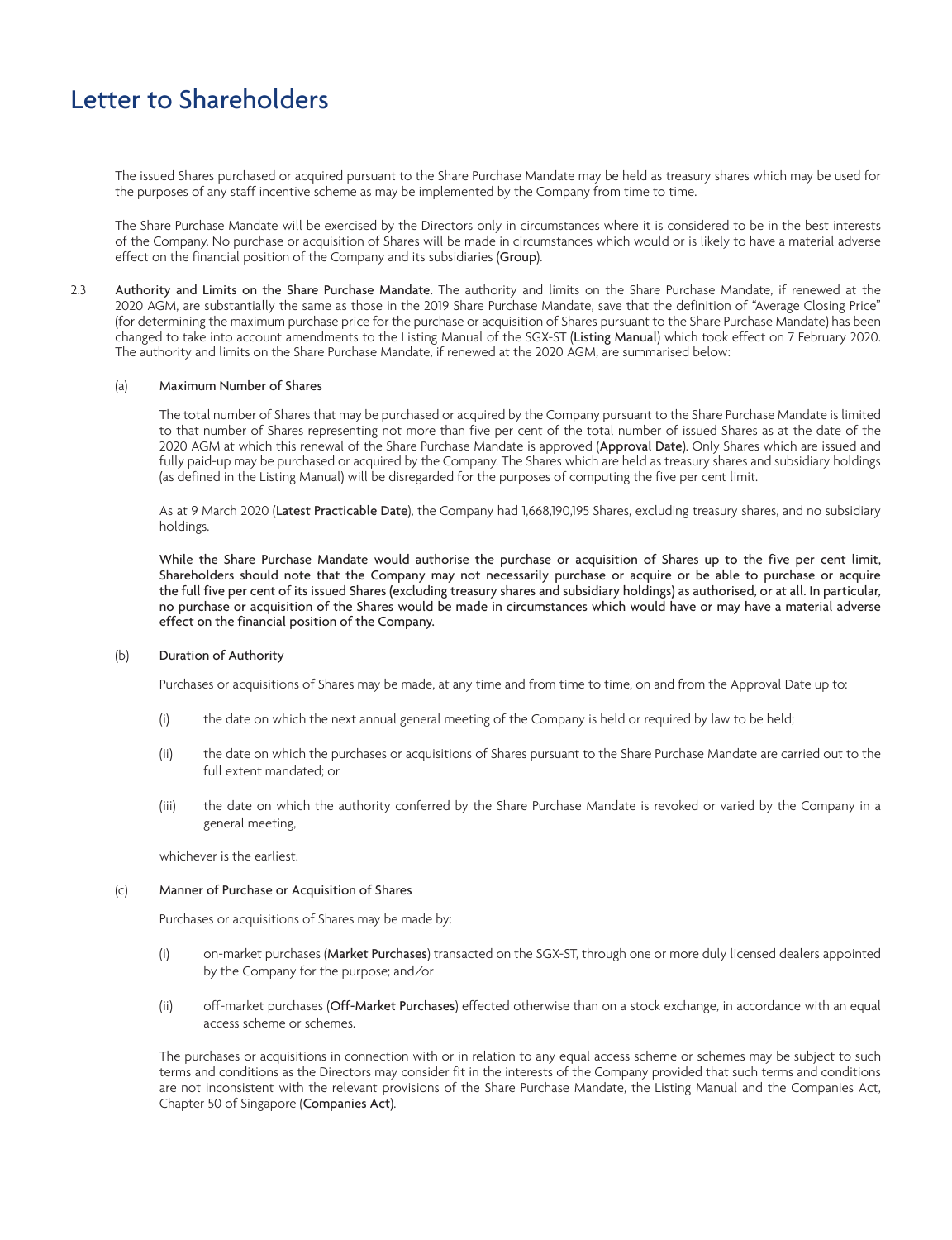# Letter to Shareholders

The issued Shares purchased or acquired pursuant to the Share Purchase Mandate may be held as treasury shares which may be used for the purposes of any staff incentive scheme as may be implemented by the Company from time to time.

The Share Purchase Mandate will be exercised by the Directors only in circumstances where it is considered to be in the best interests of the Company. No purchase or acquisition of Shares will be made in circumstances which would or is likely to have a material adverse effect on the financial position of the Company and its subsidiaries (**Group**).

2.3 **Authority and Limits on the Share Purchase Mandate.** The authority and limits on the Share Purchase Mandate, if renewed at the 2020 AGM, are substantially the same as those in the 2019 Share Purchase Mandate, save that the definition of "Average Closing Price" (for determining the maximum purchase price for the purchase or acquisition of Shares pursuant to the Share Purchase Mandate) has been changed to take into account amendments to the Listing Manual of the SGX-ST (**Listing Manual**) which took effect on 7 February 2020. The authority and limits on the Share Purchase Mandate, if renewed at the 2020 AGM, are summarised below:

(a) **Maximum Number of Shares**

The total number of Shares that may be purchased or acquired by the Company pursuant to the Share Purchase Mandate is limited to that number of Shares representing not more than five per cent of the total number of issued Shares as at the date of the 2020 AGM at which this renewal of the Share Purchase Mandate is approved (**Approval Date**). Only Shares which are issued and fully paid-up may be purchased or acquired by the Company. The Shares which are held as treasury shares and subsidiary holdings (as defined in the Listing Manual) will be disregarded for the purposes of computing the five per cent limit.

As at 9 March 2020 (**Latest Practicable Date**), the Company had 1,668,190,195 Shares, excluding treasury shares, and no subsidiary holdings.

**While the Share Purchase Mandate would authorise the purchase or acquisition of Shares up to the five per cent limit, Shareholders should note that the Company may not necessarily purchase or acquire or be able to purchase or acquire the full five per cent of its issued Shares (excluding treasury shares and subsidiary holdings) as authorised, or at all. In particular, no purchase or acquisition of the Shares would be made in circumstances which would have or may have a material adverse effect on the financial position of the Company.**

(b) **Duration of Authority**

Purchases or acquisitions of Shares may be made, at any time and from time to time, on and from the Approval Date up to:

(i) the date on which the next annual general meeting of the Company is held or required by law to be held;

(ii) the date on which the purchases or acquisitions of Shares pursuant to the Share Purchase Mandate are carried out to the full extent mandated; or

(iii) the date on which the authority conferred by the Share Purchase Mandate is revoked or varied by the Company in a general meeting,

whichever is the earliest.

(c) **Manner of Purchase or Acquisition of Shares**

Purchases or acquisitions of Shares may be made by:

(i) on-market purchases (**Market Purchases**) transacted on the SGX-ST, through one or more duly licensed dealers appointed by the Company for the purpose; and/or

(ii) off-market purchases (**Off-Market Purchases**) effected otherwise than on a stock exchange, in accordance with an equal access scheme or schemes.

The purchases or acquisitions in connection with or in relation to any equal access scheme or schemes may be subject to such terms and conditions as the Directors may consider fit in the interests of the Company provided that such terms and conditions are not inconsistent with the relevant provisions of the Share Purchase Mandate, the Listing Manual and the Companies Act, Chapter 50 of Singapore (**Companies Act**).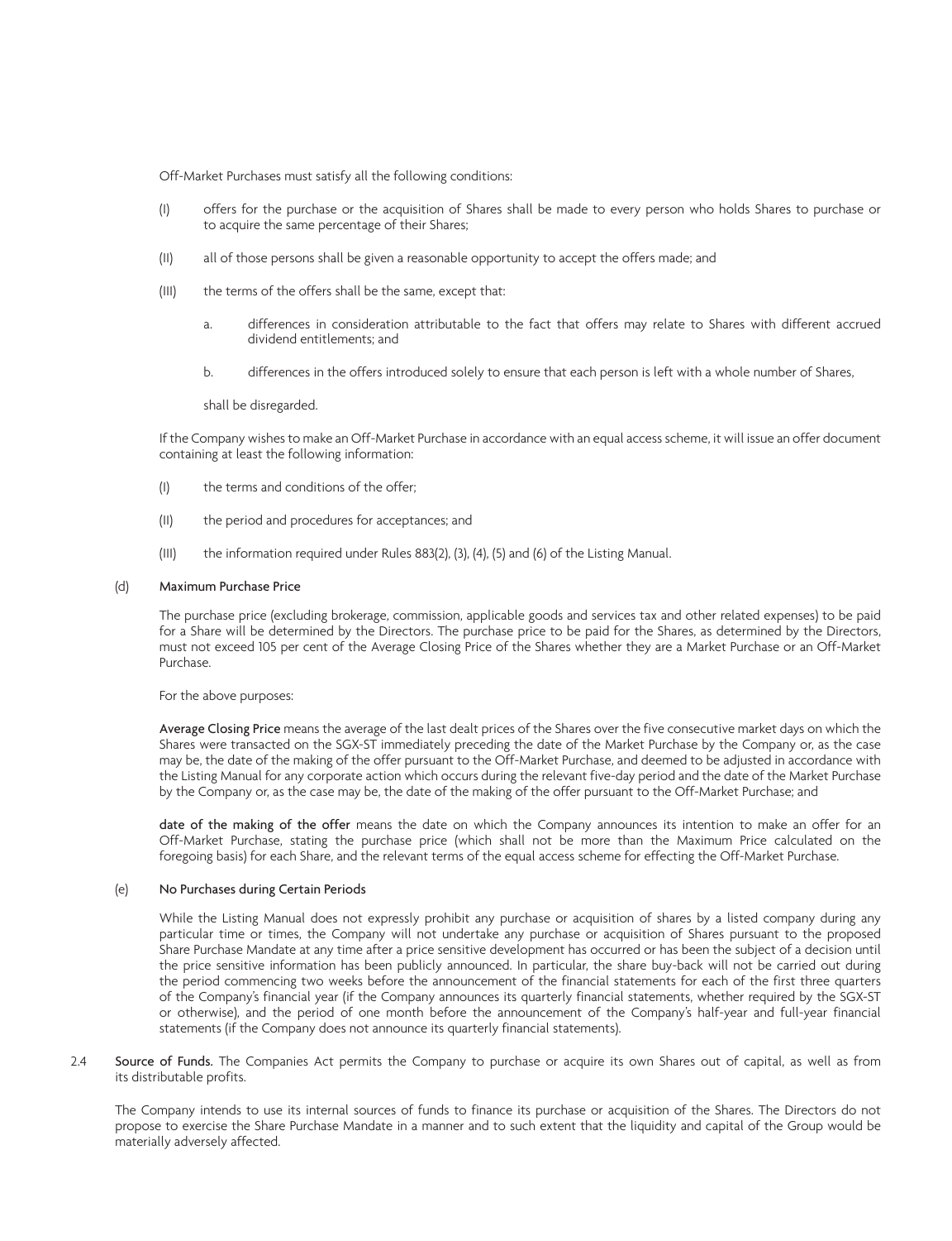Off-Market Purchases must satisfy all the following conditions:

(I) offers for the purchase or the acquisition of Shares shall be made to every person who holds Shares to purchase or to acquire the same percentage of their Shares;

(II) all of those persons shall be given a reasonable opportunity to accept the offers made; and

(III) the terms of the offers shall be the same, except that:

a. differences in consideration attributable to the fact that offers may relate to Shares with different accrued dividend entitlements; and

b. differences in the offers introduced solely to ensure that each person is left with a whole number of Shares,

shall be disregarded.

If the Company wishes to make an Off-Market Purchase in accordance with an equal access scheme, it will issue an offer document containing at least the following information:

(I) the terms and conditions of the offer;

(II) the period and procedures for acceptances; and

(III) the information required under Rules 883(2), (3), (4), (5) and (6) of the Listing Manual.

(d) **Maximum Purchase Price**

The purchase price (excluding brokerage, commission, applicable goods and services tax and other related expenses) to be paid for a Share will be determined by the Directors. The purchase price to be paid for the Shares, as determined by the Directors, must not exceed 105 per cent of the Average Closing Price of the Shares whether they are a Market Purchase or an Off-Market Purchase.

For the above purposes:

**Average Closing Price** means the average of the last dealt prices of the Shares over the five consecutive market days on which the Shares were transacted on the SGX-ST immediately preceding the date of the Market Purchase by the Company or, as the case may be, the date of the making of the offer pursuant to the Off-Market Purchase, and deemed to be adjusted in accordance with the Listing Manual for any corporate action which occurs during the relevant five-day period and the date of the Market Purchase by the Company or, as the case may be, the date of the making of the offer pursuant to the Off-Market Purchase; and

**date of the making of the offer** means the date on which the Company announces its intention to make an offer for an Off-Market Purchase, stating the purchase price (which shall not be more than the Maximum Price calculated on the foregoing basis) for each Share, and the relevant terms of the equal access scheme for effecting the Off-Market Purchase.

(e) **No Purchases during Certain Periods**

While the Listing Manual does not expressly prohibit any purchase or acquisition of shares by a listed company during any particular time or times, the Company will not undertake any purchase or acquisition of Shares pursuant to the proposed Share Purchase Mandate at any time after a price sensitive development has occurred or has been the subject of a decision until the price sensitive information has been publicly announced. In particular, the share buy-back will not be carried out during the period commencing two weeks before the announcement of the financial statements for each of the first three quarters of the Company's financial year (if the Company announces its quarterly financial statements, whether required by the SGX-ST or otherwise), and the period of one month before the announcement of the Company's half-year and full-year financial statements (if the Company does not announce its quarterly financial statements).

2.4 **Source of Funds.** The Companies Act permits the Company to purchase or acquire its own Shares out of capital, as well as from its distributable profits.

The Company intends to use its internal sources of funds to finance its purchase or acquisition of the Shares. The Directors do not propose to exercise the Share Purchase Mandate in a manner and to such extent that the liquidity and capital of the Group would be materially adversely affected.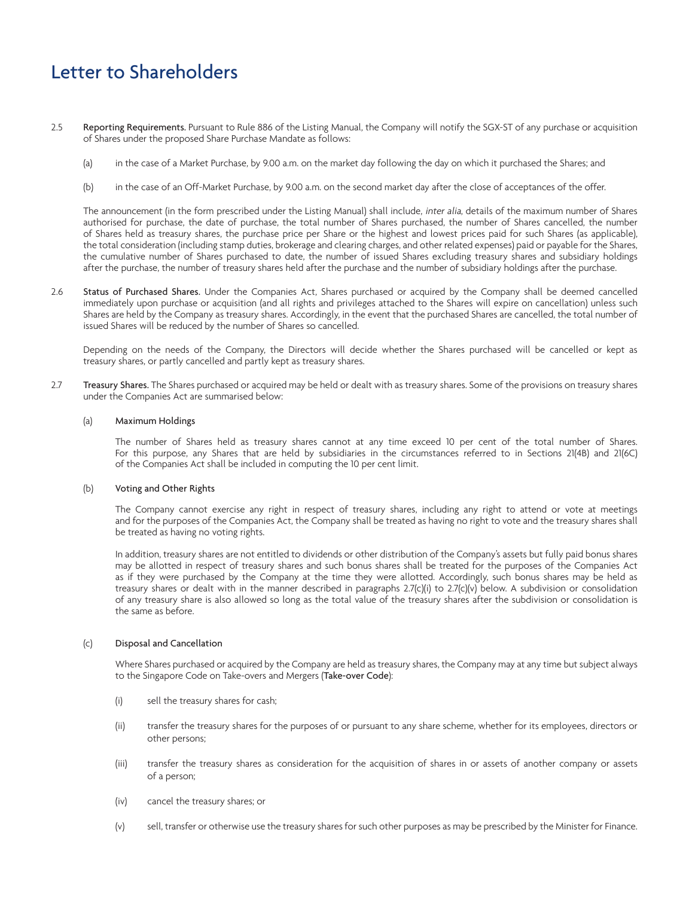# Letter to Shareholders

2.5 **Reporting Requirements.** Pursuant to Rule 886 of the Listing Manual, the Company will notify the SGX-ST of any purchase or acquisition of Shares under the proposed Share Purchase Mandate as follows:

(a) in the case of a Market Purchase, by 9.00 a.m. on the market day following the day on which it purchased the Shares; and

(b) in the case of an Off-Market Purchase, by 9.00 a.m. on the second market day after the close of acceptances of the offer.

The announcement (in the form prescribed under the Listing Manual) shall include, *inter alia*, details of the maximum number of Shares authorised for purchase, the date of purchase, the total number of Shares purchased, the number of Shares cancelled, the number of Shares held as treasury shares, the purchase price per Share or the highest and lowest prices paid for such Shares (as applicable), the total consideration (including stamp duties, brokerage and clearing charges, and other related expenses) paid or payable for the Shares, the cumulative number of Shares purchased to date, the number of issued Shares excluding treasury shares and subsidiary holdings after the purchase, the number of treasury shares held after the purchase and the number of subsidiary holdings after the purchase.

2.6 **Status of Purchased Shares.** Under the Companies Act, Shares purchased or acquired by the Company shall be deemed cancelled immediately upon purchase or acquisition (and all rights and privileges attached to the Shares will expire on cancellation) unless such Shares are held by the Company as treasury shares. Accordingly, in the event that the purchased Shares are cancelled, the total number of issued Shares will be reduced by the number of Shares so cancelled.

Depending on the needs of the Company, the Directors will decide whether the Shares purchased will be cancelled or kept as treasury shares, or partly cancelled and partly kept as treasury shares.

2.7 **Treasury Shares.** The Shares purchased or acquired may be held or dealt with as treasury shares. Some of the provisions on treasury shares under the Companies Act are summarised below:

(a) **Maximum Holdings**

The number of Shares held as treasury shares cannot at any time exceed 10 per cent of the total number of Shares. For this purpose, any Shares that are held by subsidiaries in the circumstances referred to in Sections 21(4B) and 21(6C) of the Companies Act shall be included in computing the 10 per cent limit.

(b) **Voting and Other Rights**

The Company cannot exercise any right in respect of treasury shares, including any right to attend or vote at meetings and for the purposes of the Companies Act, the Company shall be treated as having no right to vote and the treasury shares shall be treated as having no voting rights.

In addition, treasury shares are not entitled to dividends or other distribution of the Company's assets but fully paid bonus shares may be allotted in respect of treasury shares and such bonus shares shall be treated for the purposes of the Companies Act as if they were purchased by the Company at the time they were allotted. Accordingly, such bonus shares may be held as treasury shares or dealt with in the manner described in paragraphs 2.7(c)(i) to 2.7(c)(v) below. A subdivision or consolidation of any treasury share is also allowed so long as the total value of the treasury shares after the subdivision or consolidation is the same as before.

(c) **Disposal and Cancellation**

Where Shares purchased or acquired by the Company are held as treasury shares, the Company may at any time but subject always to the Singapore Code on Take-overs and Mergers (**Take-over Code**):

(i) sell the treasury shares for cash;

(ii) transfer the treasury shares for the purposes of or pursuant to any share scheme, whether for its employees, directors or other persons;

(iii) transfer the treasury shares as consideration for the acquisition of shares in or assets of another company or assets of a person;

(iv) cancel the treasury shares; or

(v) sell, transfer or otherwise use the treasury shares for such other purposes as may be prescribed by the Minister for Finance.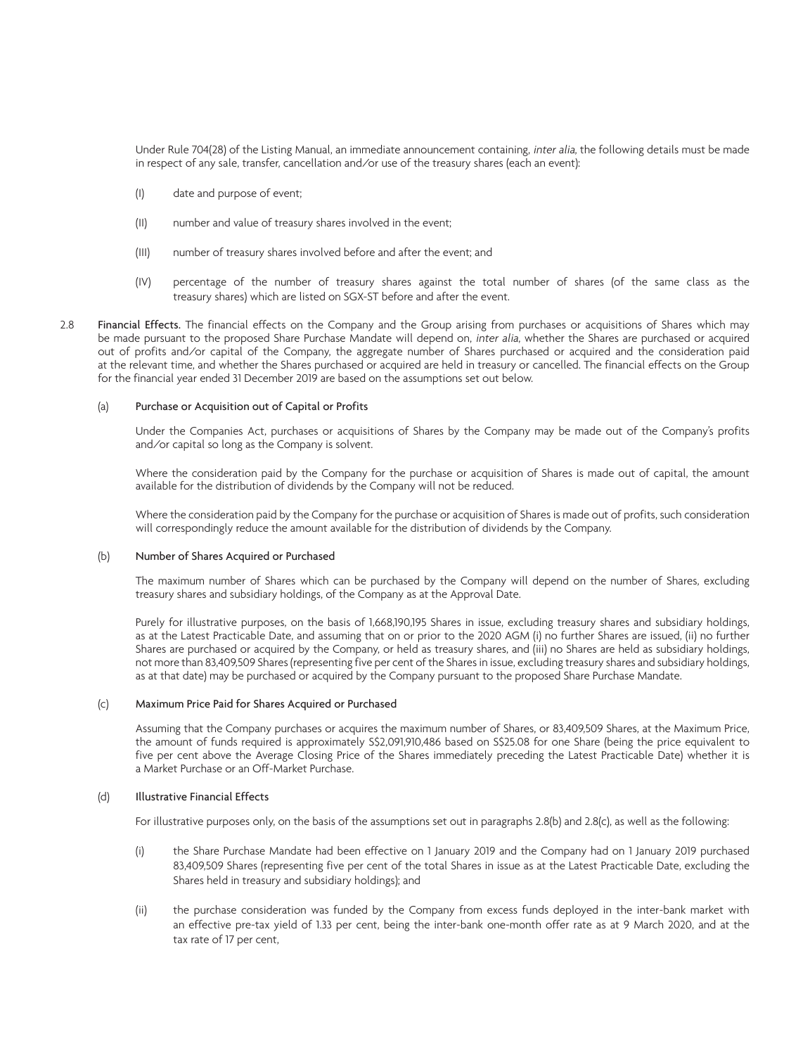Under Rule 704(28) of the Listing Manual, an immediate announcement containing, *inter alia*, the following details must be made in respect of any sale, transfer, cancellation and/or use of the treasury shares (each an event):

(I) date and purpose of event;

(II) number and value of treasury shares involved in the event;

(III) number of treasury shares involved before and after the event; and

(IV) percentage of the number of treasury shares against the total number of shares (of the same class as the treasury shares) which are listed on SGX-ST before and after the event.

2.8 **Financial Effects.** The financial effects on the Company and the Group arising from purchases or acquisitions of Shares which may be made pursuant to the proposed Share Purchase Mandate will depend on, *inter alia*, whether the Shares are purchased or acquired out of profits and/or capital of the Company, the aggregate number of Shares purchased or acquired and the consideration paid at the relevant time, and whether the Shares purchased or acquired are held in treasury or cancelled. The financial effects on the Group for the financial year ended 31 December 2019 are based on the assumptions set out below.

(a) **Purchase or Acquisition out of Capital or Profits**

Under the Companies Act, purchases or acquisitions of Shares by the Company may be made out of the Company's profits and/or capital so long as the Company is solvent.

Where the consideration paid by the Company for the purchase or acquisition of Shares is made out of capital, the amount available for the distribution of dividends by the Company will not be reduced.

Where the consideration paid by the Company for the purchase or acquisition of Shares is made out of profits, such consideration will correspondingly reduce the amount available for the distribution of dividends by the Company.

(b) **Number of Shares Acquired or Purchased**

The maximum number of Shares which can be purchased by the Company will depend on the number of Shares, excluding treasury shares and subsidiary holdings, of the Company as at the Approval Date.

Purely for illustrative purposes, on the basis of 1,668,190,195 Shares in issue, excluding treasury shares and subsidiary holdings, as at the Latest Practicable Date, and assuming that on or prior to the 2020 AGM (i) no further Shares are issued, (ii) no further Shares are purchased or acquired by the Company, or held as treasury shares, and (iii) no Shares are held as subsidiary holdings, not more than 83,409,509 Shares (representing five per cent of the Shares in issue, excluding treasury shares and subsidiary holdings, as at that date) may be purchased or acquired by the Company pursuant to the proposed Share Purchase Mandate.

(c) **Maximum Price Paid for Shares Acquired or Purchased**

Assuming that the Company purchases or acquires the maximum number of Shares, or 83,409,509 Shares, at the Maximum Price, the amount of funds required is approximately S$2,091,910,486 based on S$25.08 for one Share (being the price equivalent to five per cent above the Average Closing Price of the Shares immediately preceding the Latest Practicable Date) whether it is a Market Purchase or an Off-Market Purchase.

(d) **Illustrative Financial Effects**

For illustrative purposes only, on the basis of the assumptions set out in paragraphs 2.8(b) and 2.8(c), as well as the following:

(i) the Share Purchase Mandate had been effective on 1 January 2019 and the Company had on 1 January 2019 purchased 83,409,509 Shares (representing five per cent of the total Shares in issue as at the Latest Practicable Date, excluding the Shares held in treasury and subsidiary holdings); and

(ii) the purchase consideration was funded by the Company from excess funds deployed in the inter-bank market with an effective pre-tax yield of 1.33 per cent, being the inter-bank one-month offer rate as at 9 March 2020, and at the tax rate of 17 per cent,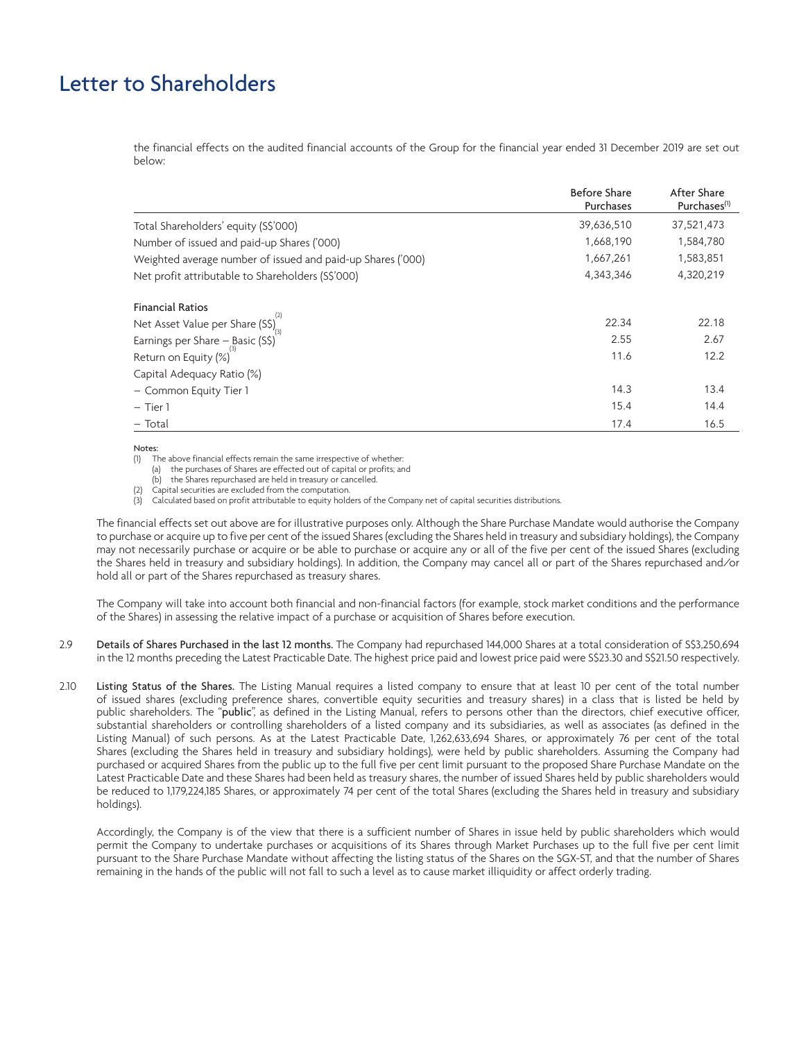# Letter to Shareholders

the financial effects on the audited financial accounts of the Group for the financial year ended 31 December 2019 are set out below:

| | Before Share Purchases | After Share Purchases[1] |
|---|---|---|
| Total Shareholders' equity (S$'000) | 39,636,510 | 37,521,473 |
| Number of issued and paid-up Shares ('000) | 1,668,190 | 1,584,780 |
| Weighted average number of issued and paid-up Shares ('000) | 1,667,261 | 1,583,851 |
| Net profit attributable to Shareholders (S$'000) | 4,343,346 | 4,320,219 |
| **Financial Ratios** | | |
| Net Asset Value per Share (S$)[2] | 22.34 | 22.18 |
| Earnings per Share – Basic (S$)[3] | 2.55 | 2.67 |
| Return on Equity (%)[3] | 11.6 | 12.2 |
| Capital Adequacy Ratio (%) | | |
| – Common Equity Tier 1 | 14.3 | 13.4 |
| – Tier 1 | 15.4 | 14.4 |
| – Total | 17.4 | 16.5 |

Notes:

(1) The above financial effects remain the same irrespective of whether:
   (a) the purchases of Shares are effected out of capital or profits; and
   (b) the Shares repurchased are held in treasury or cancelled.

(2) Capital securities are excluded from the computation.

(3) Calculated based on profit attributable to equity holders of the Company net of capital securities distributions.

The financial effects set out above are for illustrative purposes only. Although the Share Purchase Mandate would authorise the Company to purchase or acquire up to five per cent of the issued Shares (excluding the Shares held in treasury and subsidiary holdings), the Company may not necessarily purchase or acquire or be able to purchase or acquire any or all of the five per cent of the issued Shares (excluding the Shares held in treasury and subsidiary holdings). In addition, the Company may cancel all or part of the Shares repurchased and/or hold all or part of the Shares repurchased as treasury shares.

The Company will take into account both financial and non-financial factors (for example, stock market conditions and the performance of the Shares) in assessing the relative impact of a purchase or acquisition of Shares before execution.

2.9 **Details of Shares Purchased in the last 12 months.** The Company had repurchased 144,000 Shares at a total consideration of S$3,250,694 in the 12 months preceding the Latest Practicable Date. The highest price paid and lowest price paid were S$23.30 and S$21.50 respectively.

2.10 **Listing Status of the Shares.** The Listing Manual requires a listed company to ensure that at least 10 per cent of the total number of issued shares (excluding preference shares, convertible equity securities and treasury shares) in a class that is listed be held by public shareholders. The "**public**", as defined in the Listing Manual, refers to persons other than the directors, chief executive officer, substantial shareholders or controlling shareholders of a listed company and its subsidiaries, as well as associates (as defined in the Listing Manual) of such persons. As at the Latest Practicable Date, 1,262,633,694 Shares, or approximately 76 per cent of the total Shares (excluding the Shares held in treasury and subsidiary holdings), were held by public shareholders. Assuming the Company had purchased or acquired Shares from the public up to the full five per cent limit pursuant to the proposed Share Purchase Mandate on the Latest Practicable Date and these Shares had been held as treasury shares, the number of issued Shares held by public shareholders would be reduced to 1,179,224,185 Shares, or approximately 74 per cent of the total Shares (excluding the Shares held in treasury and subsidiary holdings).

Accordingly, the Company is of the view that there is a sufficient number of Shares in issue held by public shareholders which would permit the Company to undertake purchases or acquisitions of its Shares through Market Purchases up to the full five per cent limit pursuant to the Share Purchase Mandate without affecting the listing status of the Shares on the SGX-ST, and that the number of Shares remaining in the hands of the public will not fall to such a level as to cause market illiquidity or affect orderly trading.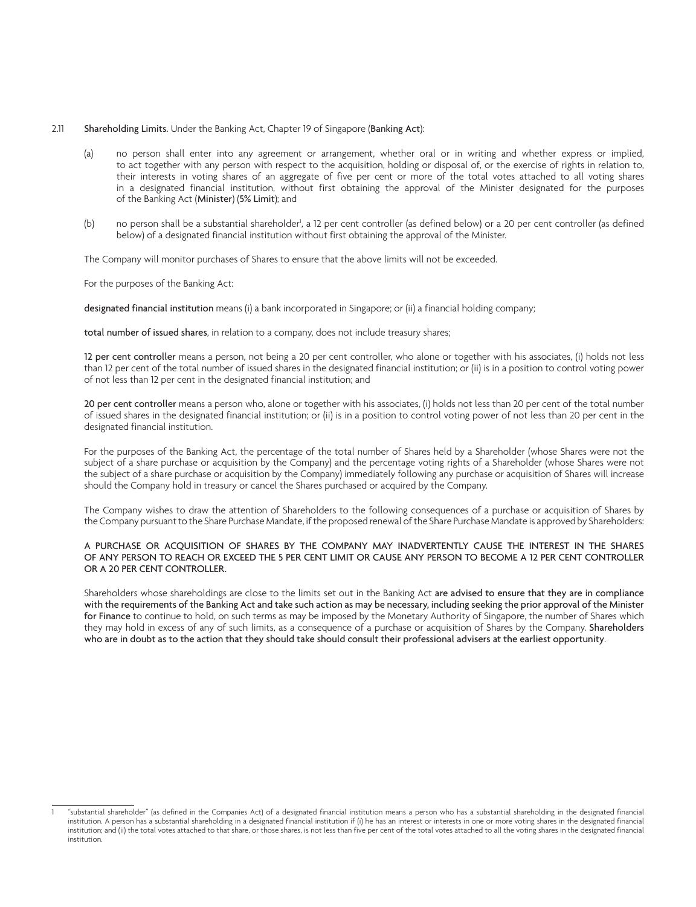2.11 **Shareholding Limits.** Under the Banking Act, Chapter 19 of Singapore (**Banking Act**):

(a) no person shall enter into any agreement or arrangement, whether oral or in writing and whether express or implied, to act together with any person with respect to the acquisition, holding or disposal of, or the exercise of rights in relation to, their interests in voting shares of an aggregate of five per cent or more of the total votes attached to all voting shares in a designated financial institution, without first obtaining the approval of the Minister designated for the purposes of the Banking Act (**Minister**) (**5% Limit**); and

(b) no person shall be a substantial shareholder[1], a 12 per cent controller (as defined below) or a 20 per cent controller (as defined below) of a designated financial institution without first obtaining the approval of the Minister.

The Company will monitor purchases of Shares to ensure that the above limits will not be exceeded.

For the purposes of the Banking Act:

**designated financial institution** means (i) a bank incorporated in Singapore; or (ii) a financial holding company;

**total number of issued shares**, in relation to a company, does not include treasury shares;

**12 per cent controller** means a person, not being a 20 per cent controller, who alone or together with his associates, (i) holds not less than 12 per cent of the total number of issued shares in the designated financial institution; or (ii) is in a position to control voting power of not less than 12 per cent in the designated financial institution; and

**20 per cent controller** means a person who, alone or together with his associates, (i) holds not less than 20 per cent of the total number of issued shares in the designated financial institution; or (ii) is in a position to control voting power of not less than 20 per cent in the designated financial institution.

For the purposes of the Banking Act, the percentage of the total number of Shares held by a Shareholder (whose Shares were not the subject of a share purchase or acquisition by the Company) and the percentage voting rights of a Shareholder (whose Shares were not the subject of a share purchase or acquisition by the Company) immediately following any purchase or acquisition of Shares will increase should the Company hold in treasury or cancel the Shares purchased or acquired by the Company.

The Company wishes to draw the attention of Shareholders to the following consequences of a purchase or acquisition of Shares by the Company pursuant to the Share Purchase Mandate, if the proposed renewal of the Share Purchase Mandate is approved by Shareholders:

A PURCHASE OR ACQUISITION OF SHARES BY THE COMPANY MAY INADVERTENTLY CAUSE THE INTEREST IN THE SHARES OF ANY PERSON TO REACH OR EXCEED THE 5 PER CENT LIMIT OR CAUSE ANY PERSON TO BECOME A 12 PER CENT CONTROLLER OR A 20 PER CENT CONTROLLER.

Shareholders whose shareholdings are close to the limits set out in the Banking Act **are advised to ensure that they are in compliance with the requirements of the Banking Act and take such action as may be necessary, including seeking the prior approval of the Minister for Finance** to continue to hold, on such terms as may be imposed by the Monetary Authority of Singapore, the number of Shares which they may hold in excess of any of such limits, as a consequence of a purchase or acquisition of Shares by the Company. **Shareholders who are in doubt as to the action that they should take should consult their professional advisers at the earliest opportunity**.

---

[1] "substantial shareholder" (as defined in the Companies Act) of a designated financial institution means a person who has a substantial shareholding in the designated financial institution. A person has a substantial shareholding in a designated financial institution if (i) he has an interest or interests in one or more voting shares in the designated financial institution; and (ii) the total votes attached to that share, or those shares, is not less than five per cent of the total votes attached to all the voting shares in the designated financial institution.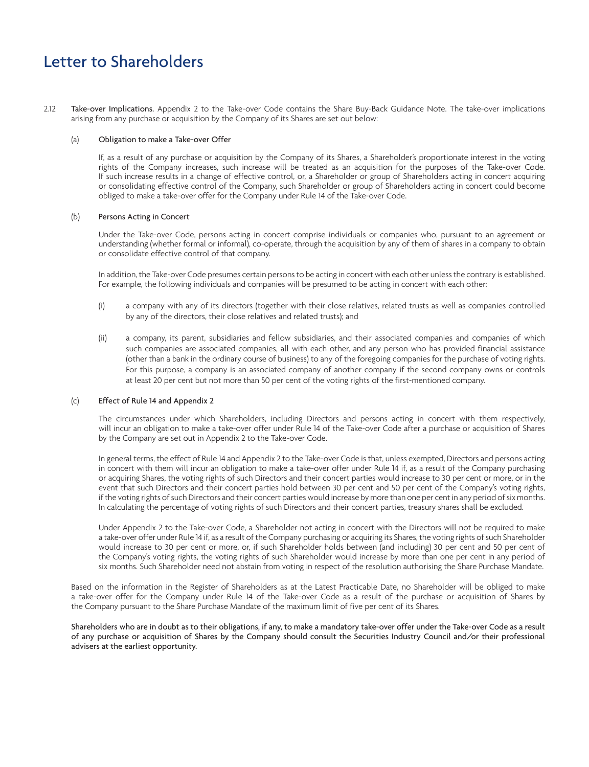# Letter to Shareholders

2.12 **Take-over Implications.** Appendix 2 to the Take-over Code contains the Share Buy-Back Guidance Note. The take-over implications arising from any purchase or acquisition by the Company of its Shares are set out below:

(a) **Obligation to make a Take-over Offer**

If, as a result of any purchase or acquisition by the Company of its Shares, a Shareholder's proportionate interest in the voting rights of the Company increases, such increase will be treated as an acquisition for the purposes of the Take-over Code. If such increase results in a change of effective control, or, a Shareholder or group of Shareholders acting in concert acquiring or consolidating effective control of the Company, such Shareholder or group of Shareholders acting in concert could become obliged to make a take-over offer for the Company under Rule 14 of the Take-over Code.

(b) **Persons Acting in Concert**

Under the Take-over Code, persons acting in concert comprise individuals or companies who, pursuant to an agreement or understanding (whether formal or informal), co-operate, through the acquisition by any of them of shares in a company to obtain or consolidate effective control of that company.

In addition, the Take-over Code presumes certain persons to be acting in concert with each other unless the contrary is established. For example, the following individuals and companies will be presumed to be acting in concert with each other:

(i) a company with any of its directors (together with their close relatives, related trusts as well as companies controlled by any of the directors, their close relatives and related trusts); and

(ii) a company, its parent, subsidiaries and fellow subsidiaries, and their associated companies and companies of which such companies are associated companies, all with each other, and any person who has provided financial assistance (other than a bank in the ordinary course of business) to any of the foregoing companies for the purchase of voting rights. For this purpose, a company is an associated company of another company if the second company owns or controls at least 20 per cent but not more than 50 per cent of the voting rights of the first-mentioned company.

(c) **Effect of Rule 14 and Appendix 2**

The circumstances under which Shareholders, including Directors and persons acting in concert with them respectively, will incur an obligation to make a take-over offer under Rule 14 of the Take-over Code after a purchase or acquisition of Shares by the Company are set out in Appendix 2 to the Take-over Code.

In general terms, the effect of Rule 14 and Appendix 2 to the Take-over Code is that, unless exempted, Directors and persons acting in concert with them will incur an obligation to make a take-over offer under Rule 14 if, as a result of the Company purchasing or acquiring Shares, the voting rights of such Directors and their concert parties would increase to 30 per cent or more, or in the event that such Directors and their concert parties hold between 30 per cent and 50 per cent of the Company's voting rights, if the voting rights of such Directors and their concert parties would increase by more than one per cent in any period of six months. In calculating the percentage of voting rights of such Directors and their concert parties, treasury shares shall be excluded.

Under Appendix 2 to the Take-over Code, a Shareholder not acting in concert with the Directors will not be required to make a take-over offer under Rule 14 if, as a result of the Company purchasing or acquiring its Shares, the voting rights of such Shareholder would increase to 30 per cent or more, or, if such Shareholder holds between (and including) 30 per cent and 50 per cent of the Company's voting rights, the voting rights of such Shareholder would increase by more than one per cent in any period of six months. Such Shareholder need not abstain from voting in respect of the resolution authorising the Share Purchase Mandate.

Based on the information in the Register of Shareholders as at the Latest Practicable Date, no Shareholder will be obliged to make a take-over offer for the Company under Rule 14 of the Take-over Code as a result of the purchase or acquisition of Shares by the Company pursuant to the Share Purchase Mandate of the maximum limit of five per cent of its Shares.

**Shareholders who are in doubt as to their obligations, if any, to make a mandatory take-over offer under the Take-over Code as a result of any purchase or acquisition of Shares by the Company should consult the Securities Industry Council and/or their professional advisers at the earliest opportunity.**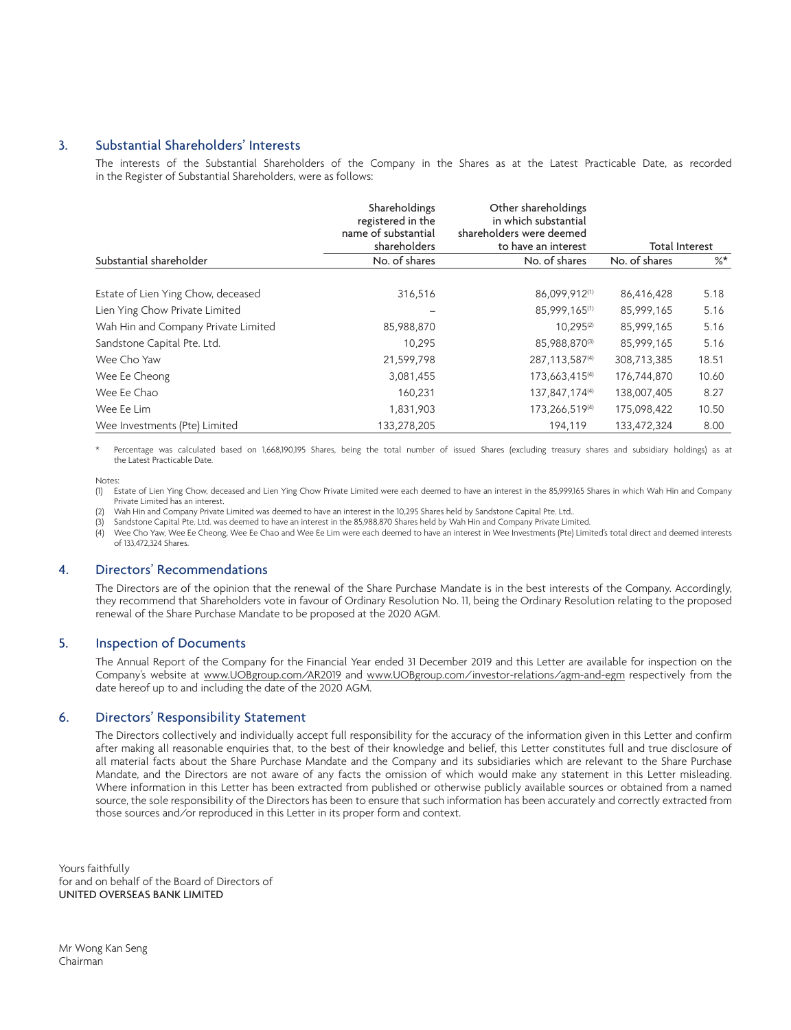## 3. Substantial Shareholders' Interests

The interests of the Substantial Shareholders of the Company in the Shares as at the Latest Practicable Date, as recorded in the Register of Substantial Shareholders, were as follows:

| Substantial shareholder | Shareholdings registered in the name of substantial shareholders | Other shareholdings in which substantial shareholders were deemed to have an interest | Total Interest | |
|---|---|---|---|---|
| | No. of shares | No. of shares | No. of shares | %* |
| Estate of Lien Ying Chow, deceased | 316,516 | 86,099,912[(1)] | 86,416,428 | 5.18 |
| Lien Ying Chow Private Limited | – | 85,999,165[(1)] | 85,999,165 | 5.16 |
| Wah Hin and Company Private Limited | 85,988,870 | 10,295[(2)] | 85,999,165 | 5.16 |
| Sandstone Capital Pte. Ltd. | 10,295 | 85,988,870[(3)] | 85,999,165 | 5.16 |
| Wee Cho Yaw | 21,599,798 | 287,113,587[(4)] | 308,713,385 | 18.51 |
| Wee Ee Cheong | 3,081,455 | 173,663,415[(4)] | 176,744,870 | 10.60 |
| Wee Ee Chao | 160,231 | 137,847,174[(4)] | 138,007,405 | 8.27 |
| Wee Ee Lim | 1,831,903 | 173,266,519[(4)] | 175,098,422 | 10.50 |
| Wee Investments (Pte) Limited | 133,278,205 | 194,119 | 133,472,324 | 8.00 |

\* Percentage was calculated based on 1,668,190,195 Shares, being the total number of issued Shares (excluding treasury shares and subsidiary holdings) as at the Latest Practicable Date.

Notes:

(1) Estate of Lien Ying Chow, deceased and Lien Ying Chow Private Limited were each deemed to have an interest in the 85,999,165 Shares in which Wah Hin and Company Private Limited has an interest.

(2) Wah Hin and Company Private Limited was deemed to have an interest in the 10,295 Shares held by Sandstone Capital Pte. Ltd..

(3) Sandstone Capital Pte. Ltd. was deemed to have an interest in the 85,988,870 Shares held by Wah Hin and Company Private Limited.

(4) Wee Cho Yaw, Wee Ee Cheong, Wee Ee Chao and Wee Ee Lim were each deemed to have an interest in Wee Investments (Pte) Limited's total direct and deemed interests of 133,472,324 Shares.

## 4. Directors' Recommendations

The Directors are of the opinion that the renewal of the Share Purchase Mandate is in the best interests of the Company. Accordingly, they recommend that Shareholders vote in favour of Ordinary Resolution No. 11, being the Ordinary Resolution relating to the proposed renewal of the Share Purchase Mandate to be proposed at the 2020 AGM.

## 5. Inspection of Documents

The Annual Report of the Company for the Financial Year ended 31 December 2019 and this Letter are available for inspection on the Company's website at www.UOBgroup.com/AR2019 and www.UOBgroup.com/investor-relations/agm-and-egm respectively from the date hereof up to and including the date of the 2020 AGM.

## 6. Directors' Responsibility Statement

The Directors collectively and individually accept full responsibility for the accuracy of the information given in this Letter and confirm after making all reasonable enquiries that, to the best of their knowledge and belief, this Letter constitutes full and true disclosure of all material facts about the Share Purchase Mandate and the Company and its subsidiaries which are relevant to the Share Purchase Mandate, and the Directors are not aware of any facts the omission of which would make any statement in this Letter misleading. Where information in this Letter has been extracted from published or otherwise publicly available sources or obtained from a named source, the sole responsibility of the Directors has been to ensure that such information has been accurately and correctly extracted from those sources and/or reproduced in this Letter in its proper form and context.

Yours faithfully
for and on behalf of the Board of Directors of
**UNITED OVERSEAS BANK LIMITED**

Mr Wong Kan Seng
Chairman